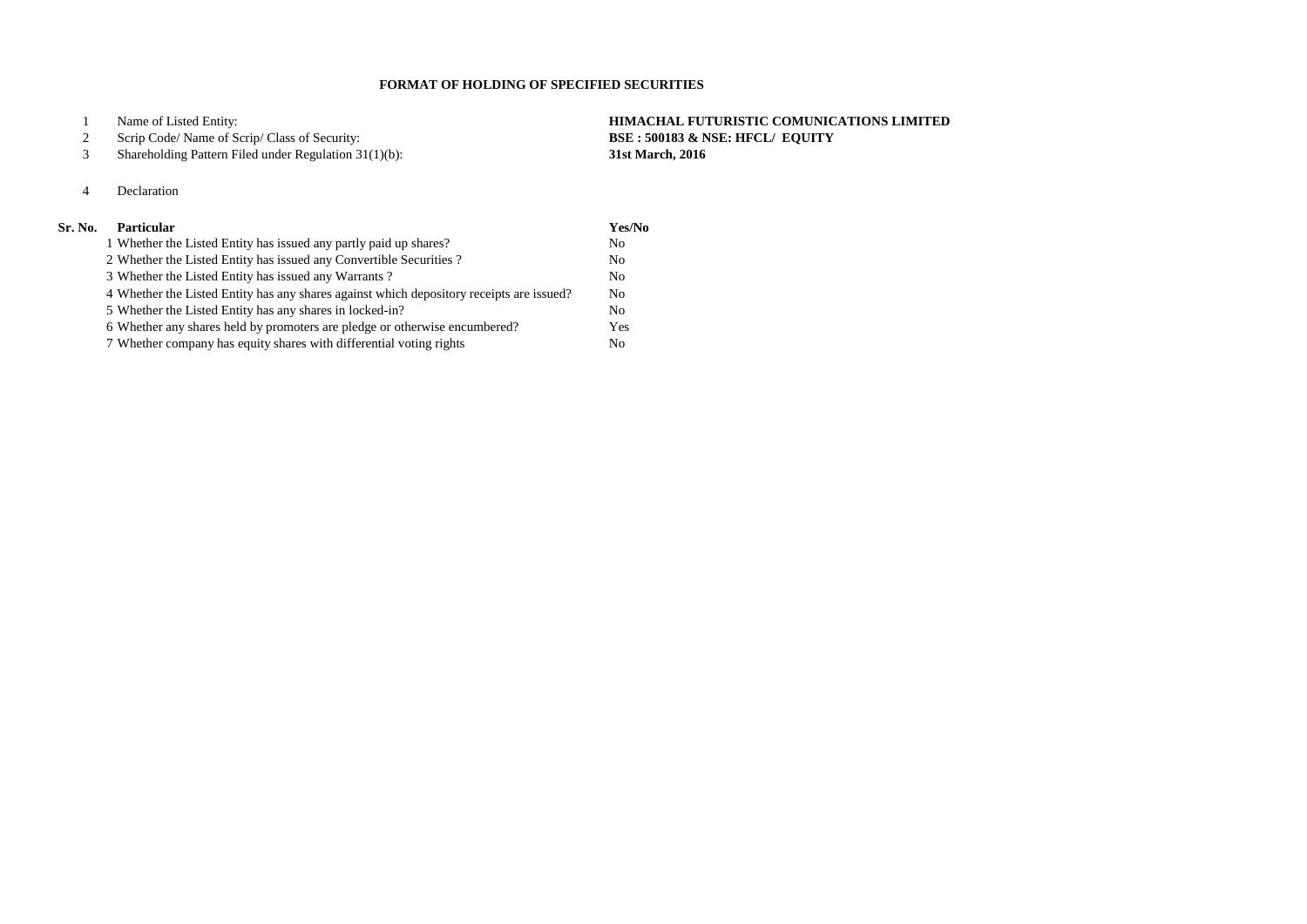# FORMAT OF HOLDING OF SPECIFIED SECURITIES

| | | |
|---|---|---|
| 1 | Name of Listed Entity: | **HIMACHAL FUTURISTIC COMUNICATIONS LIMITED** |
| 2 | Scrip Code/ Name of Scrip/ Class of Security: | **BSE : 500183 & NSE: HFCL/ EQUITY** |
| 3 | Shareholding Pattern Filed under Regulation 31(1)(b): | **31st March, 2016** |

4 Declaration

| Sr. No. | Particular | Yes/No |
|---|---|---|
| 1 | Whether the Listed Entity has issued any partly paid up shares? | No |
| 2 | Whether the Listed Entity has issued any Convertible Securities ? | No |
| 3 | Whether the Listed Entity has issued any Warrants ? | No |
| 4 | Whether the Listed Entity has any shares against which depository receipts are issued? | No |
| 5 | Whether the Listed Entity has any shares in locked-in? | No |
| 6 | Whether any shares held by promoters are pledge or otherwise encumbered? | Yes |
| 7 | Whether company has equity shares with differential voting rights | No |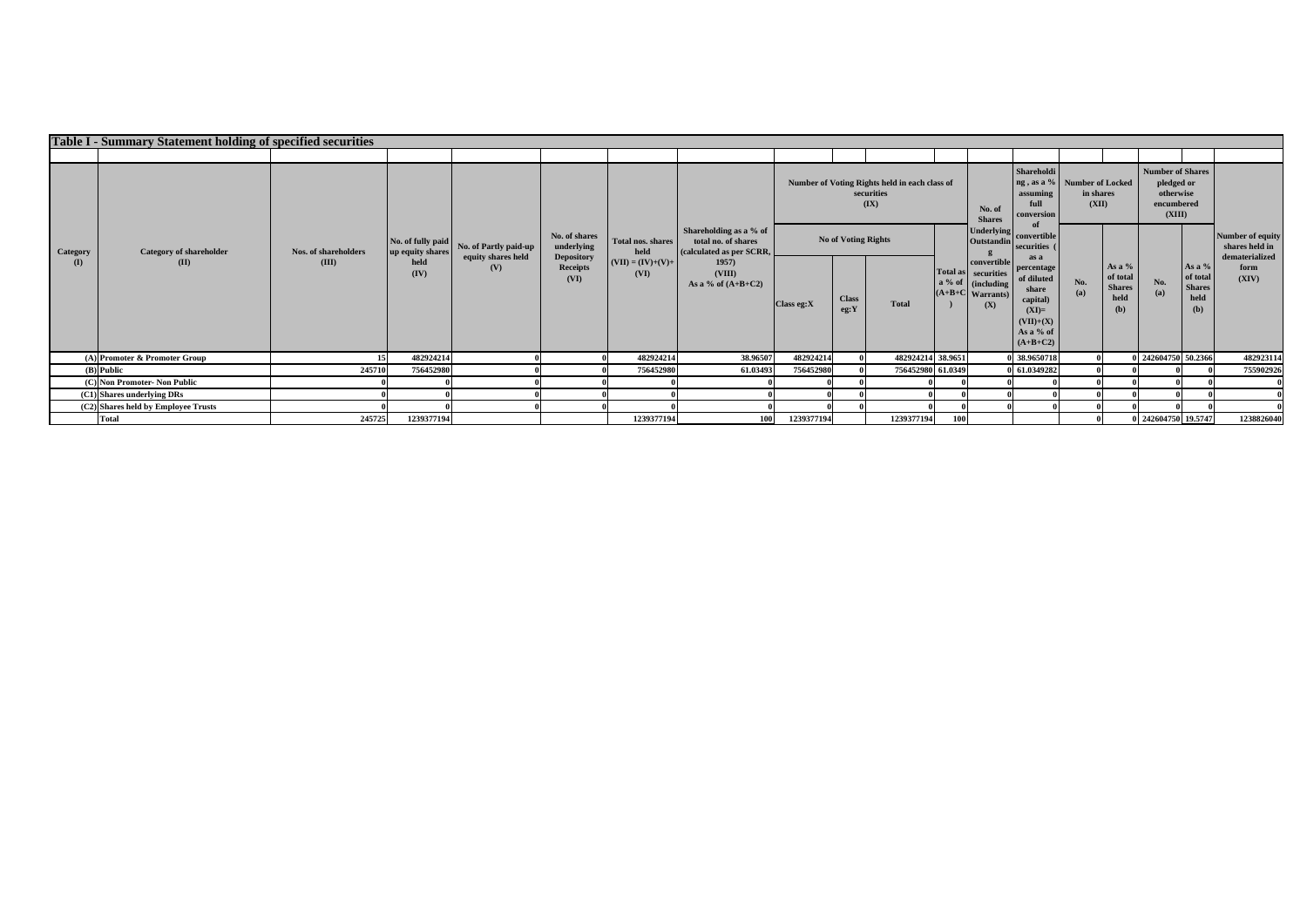# Table I - Summary Statement holding of specified securities

| Category (I) | Category of shareholder (II) | Nos. of shareholders (III) | No. of fully paid up equity shares held (IV) | No. of Partly paid-up equity shares held (V) | No. of shares underlying Depository Receipts (VI) | Total nos. shares held (VII) = (IV)+(V)+ (VI) | Shareholding as a % of total no. of shares (calculated as per SCRR, 1957) (VIII) As a % of (A+B+C2) | Number of Voting Rights held in each class of securities (IX) | | | | No. of Shares Underlying Outstanding convertible securities (including Warrants) (X) | Shareholding , as a % assuming full conversion of convertible securities ( as a percentage of diluted share capital) (XI)= (VII)+(X) As a % of (A+B+C2) | Number of Locked in shares (XII) | | Number of Shares pledged or otherwise encumbered (XIII) | | Number of equity shares held in dematerialized form (XIV) |
|---|---|---|---|---|---|---|---|---|---|---|---|---|---|---|---|---|---|---|
| | | | | | | | | No of Voting Rights | | | Total as a % of (A+B+C) | | | No. (a) | As a % of total Shares held (b) | No. (a) | As a % of total Shares held (b) | |
| | | | | | | | | Class eg:X | Class eg:Y | Total | | | | | | | | |
| (A) | Promoter & Promoter Group | 15 | 482924214 | 0 | 0 | 482924214 | 38.96507 | 482924214 | 0 | 482924214 | 38.9651 | 0 | 38.9650718 | 0 | 0 | 242604750 | 50.2366 | 482923114 |
| (B) | Public | 245710 | 756452980 | 0 | 0 | 756452980 | 61.03493 | 756452980 | 0 | 756452980 | 61.0349 | 0 | 61.0349282 | 0 | 0 | 0 | 0 | 755902926 |
| (C) | Non Promoter- Non Public | 0 | 0 | 0 | 0 | 0 | 0 | 0 | 0 | 0 | 0 | 0 | 0 | 0 | 0 | 0 | 0 | 0 |
| (C1) | Shares underlying DRs | 0 | 0 | 0 | 0 | 0 | 0 | 0 | 0 | 0 | 0 | 0 | 0 | 0 | 0 | 0 | 0 | 0 |
| (C2) | Shares held by Employee Trusts | 0 | 0 | 0 | 0 | 0 | 0 | 0 | 0 | 0 | 0 | 0 | 0 | 0 | 0 | 0 | 0 | 0 |
| | Total | 245725 | 1239377194 | | | 1239377194 | 100 | 1239377194 | | 1239377194 | 100 | | | 0 | 0 | 242604750 | 19.5747 | 1238826040 |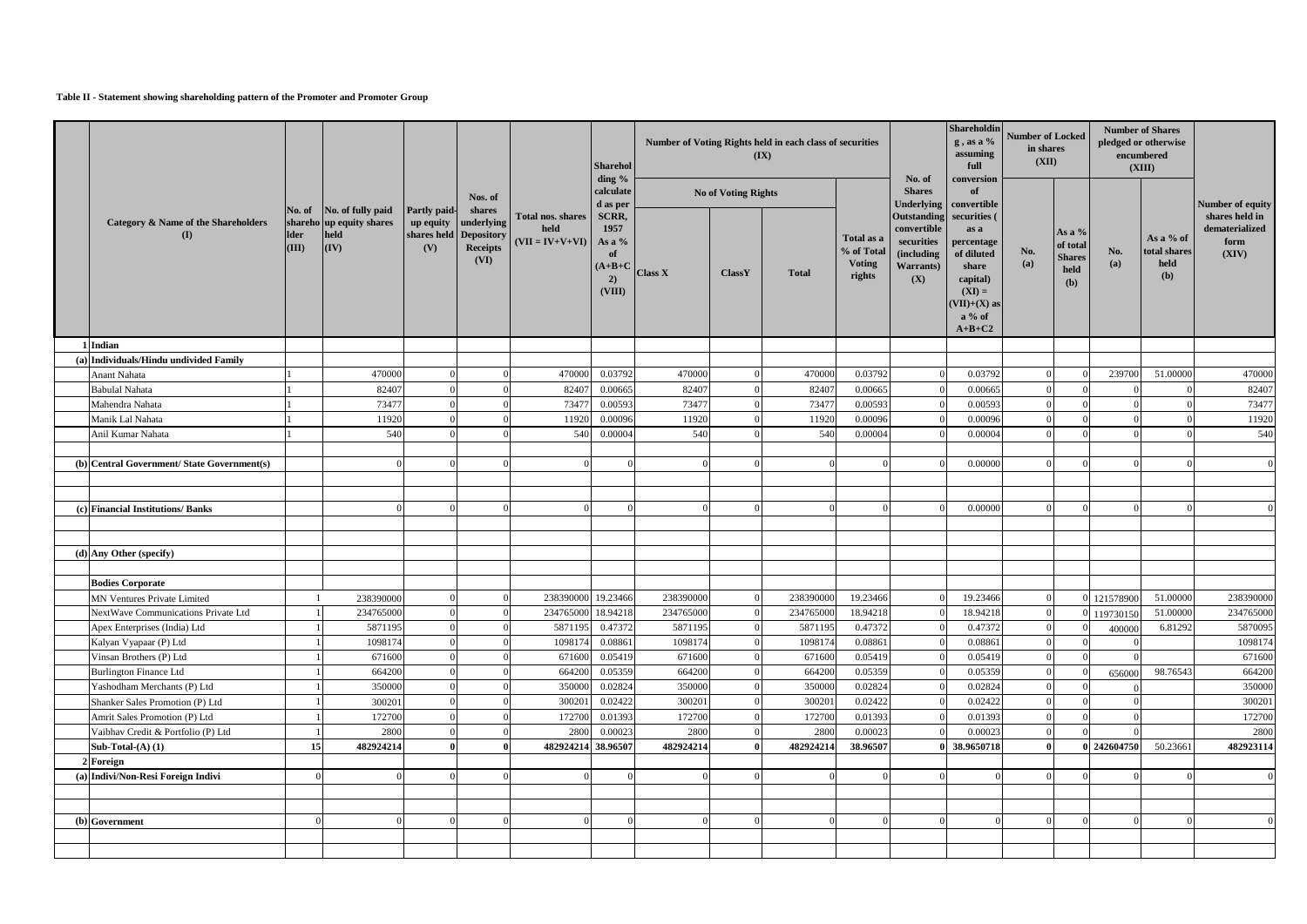**Table II - Statement showing shareholding pattern of the Promoter and Promoter Group**

| | Category & Name of the Shareholders (I) | No. of shareholder (III) | No. of fully paid up equity shares held (IV) | Partly paid-up equity shares held (V) | Nos. of shares underlying Depository Receipts (VI) | Total nos. shares held (VII = IV+V+VI) | Shareholding % calculated as per SCRR, 1957 As a % of (A+B+C2) (VIII) | Number of Voting Rights held in each class of securities (IX) | | | | No. of Shares Underlying Outstanding convertible securities (including Warrants) (X) | Shareholding , as a % assuming full conversion of convertible securities ( as a percentage of diluted share capital) (XI) = (VII)+(X) as a % of A+B+C2 | Number of Locked in shares (XII) | | Number of Shares pledged or otherwise encumbered (XIII) | | Number of equity shares held in dematerialized form (XIV) |
|---|---|---|---|---|---|---|---|---|---|---|---|---|---|---|---|---|---|---|
| | | | | | | | | No of Voting Rights | | | Total as a % of Total Voting rights | | | No. (a) | As a % of total Shares held (b) | No. (a) | As a % of total shares held (b) | |
| | | | | | | | | Class X | ClassY | Total | | | | | | | | |
| 1 | **Indian** | | | | | | | | | | | | | | | | | |
| (a) | **Individuals/Hindu undivided Family** | | | | | | | | | | | | | | | | | |
| | Anant Nahata | 1 | 470000 | 0 | 0 | 470000 | 0.03792 | 470000 | 0 | 470000 | 0.03792 | 0 | 0.03792 | 0 | 0 | 239700 | 51.00000 | 470000 |
| | Babulal Nahata | 1 | 82407 | 0 | 0 | 82407 | 0.00665 | 82407 | 0 | 82407 | 0.00665 | 0 | 0.00665 | 0 | 0 | 0 | 0 | 82407 |
| | Mahendra Nahata | 1 | 73477 | 0 | 0 | 73477 | 0.00593 | 73477 | 0 | 73477 | 0.00593 | 0 | 0.00593 | 0 | 0 | 0 | 0 | 73477 |
| | Manik Lal Nahata | 1 | 11920 | 0 | 0 | 11920 | 0.00096 | 11920 | 0 | 11920 | 0.00096 | 0 | 0.00096 | 0 | 0 | 0 | 0 | 11920 |
| | Anil Kumar Nahata | 1 | 540 | 0 | 0 | 540 | 0.00004 | 540 | 0 | 540 | 0.00004 | 0 | 0.00004 | 0 | 0 | 0 | 0 | 540 |
| (b) | **Central Government/ State Government(s)** | | 0 | 0 | 0 | 0 | 0 | 0 | 0 | 0 | 0 | 0 | 0.00000 | 0 | 0 | 0 | 0 | 0 |
| (c) | **Financial Institutions/ Banks** | | 0 | 0 | 0 | 0 | 0 | 0 | 0 | 0 | 0 | 0 | 0.00000 | 0 | 0 | 0 | 0 | 0 |
| (d) | **Any Other (specify)** | | | | | | | | | | | | | | | | | |
| | **Bodies Corporate** | | | | | | | | | | | | | | | | | |
| | MN Ventures Private Limited | 1 | 238390000 | 0 | 0 | 238390000 | 19.23466 | 238390000 | 0 | 238390000 | 19.23466 | 0 | 19.23466 | 0 | 0 | 121578900 | 51.00000 | 238390000 |
| | NextWave Communications Private Ltd | 1 | 234765000 | 0 | 0 | 234765000 | 18.94218 | 234765000 | 0 | 234765000 | 18.94218 | 0 | 18.94218 | 0 | 0 | 119730150 | 51.00000 | 234765000 |
| | Apex Enterprises (India) Ltd | 1 | 5871195 | 0 | 0 | 5871195 | 0.47372 | 5871195 | 0 | 5871195 | 0.47372 | 0 | 0.47372 | 0 | 0 | 400000 | 6.81292 | 5870095 |
| | Kalyan Vyapaar (P) Ltd | 1 | 1098174 | 0 | 0 | 1098174 | 0.08861 | 1098174 | 0 | 1098174 | 0.08861 | 0 | 0.08861 | 0 | 0 | 0 | | 1098174 |
| | Vinsan Brothers (P) Ltd | 1 | 671600 | 0 | 0 | 671600 | 0.05419 | 671600 | 0 | 671600 | 0.05419 | 0 | 0.05419 | 0 | 0 | 0 | | 671600 |
| | Burlington Finance Ltd | 1 | 664200 | 0 | 0 | 664200 | 0.05359 | 664200 | 0 | 664200 | 0.05359 | 0 | 0.05359 | 0 | 0 | 656000 | 98.76543 | 664200 |
| | Yashodham Merchants (P) Ltd | 1 | 350000 | 0 | 0 | 350000 | 0.02824 | 350000 | 0 | 350000 | 0.02824 | 0 | 0.02824 | 0 | 0 | 0 | | 350000 |
| | Shanker Sales Promotion (P) Ltd | 1 | 300201 | 0 | 0 | 300201 | 0.02422 | 300201 | 0 | 300201 | 0.02422 | 0 | 0.02422 | 0 | 0 | 0 | | 300201 |
| | Amrit Sales Promotion (P) Ltd | 1 | 172700 | 0 | 0 | 172700 | 0.01393 | 172700 | 0 | 172700 | 0.01393 | 0 | 0.01393 | 0 | 0 | 0 | | 172700 |
| | Vaibhav Credit & Portfolio (P) Ltd | 1 | 2800 | 0 | 0 | 2800 | 0.00023 | 2800 | 0 | 2800 | 0.00023 | 0 | 0.00023 | 0 | 0 | 0 | | 2800 |
| | **Sub-Total-(A) (1)** | **15** | **482924214** | **0** | **0** | **482924214** | **38.96507** | **482924214** | **0** | **482924214** | **38.96507** | **0** | **38.9650718** | **0** | **0** | **242604750** | 50.23661 | **482923114** |
| 2 | **Foreign** | | | | | | | | | | | | | | | | | |
| (a) | **Indivi/Non-Resi Foreign Indivi** | 0 | 0 | 0 | 0 | 0 | 0 | 0 | 0 | 0 | 0 | 0 | 0 | 0 | 0 | 0 | 0 | 0 |
| (b) | **Government** | 0 | 0 | 0 | 0 | 0 | 0 | 0 | 0 | 0 | 0 | 0 | 0 | 0 | 0 | 0 | 0 | 0 |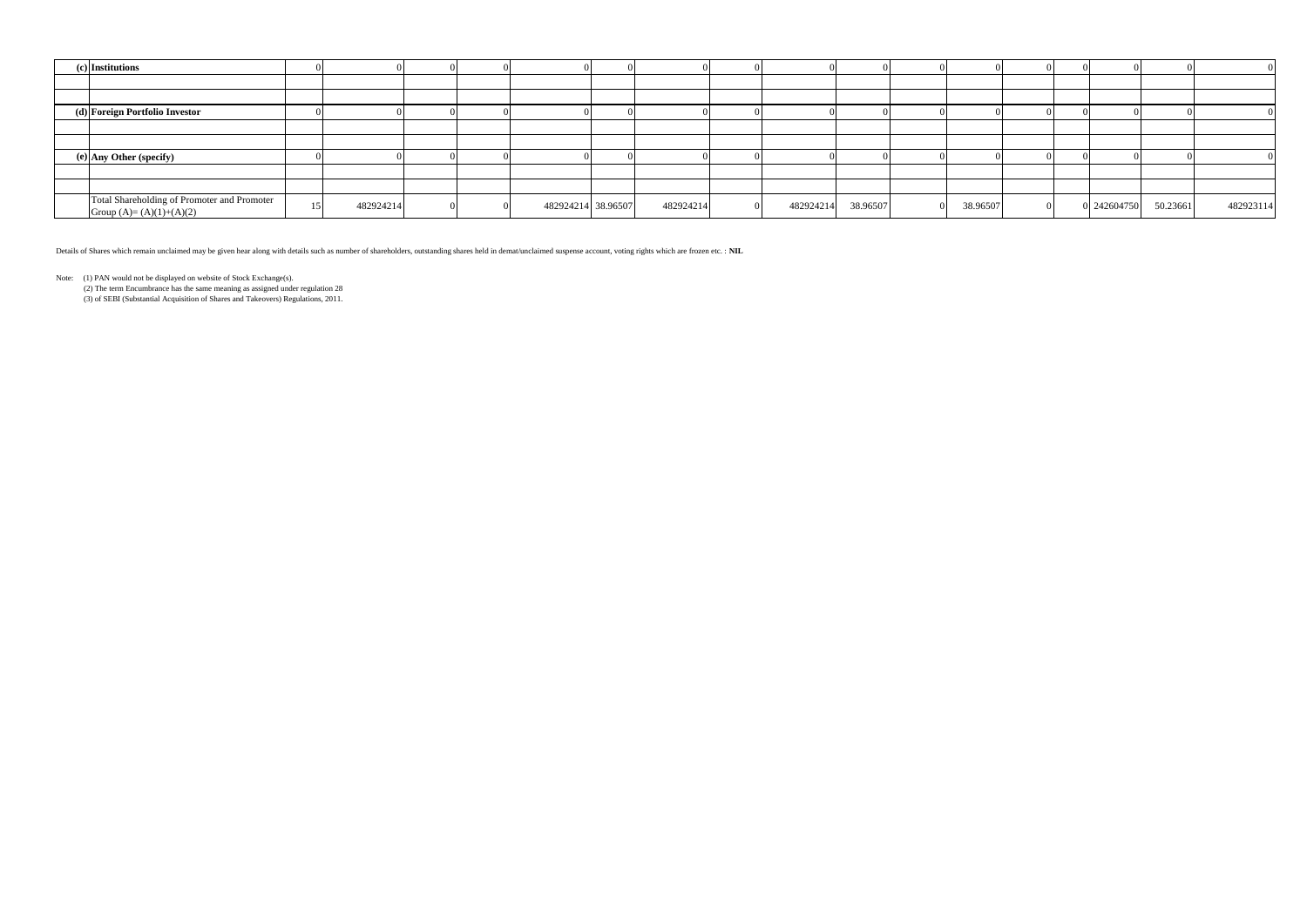| | | | | | | | | | | | | | | | | | | |
|---|---|---|---|---|---|---|---|---|---|---|---|---|---|---|---|---|---|---|
| **(c)** | **Institutions** | 0 | 0 | 0 | 0 | 0 | 0 | 0 | 0 | 0 | 0 | 0 | 0 | 0 | 0 | 0 | 0 | 0 |
| | | | | | | | | | | | | | | | | | | |
| | | | | | | | | | | | | | | | | | | |
| **(d)** | **Foreign Portfolio Investor** | 0 | 0 | 0 | 0 | 0 | 0 | 0 | 0 | 0 | 0 | 0 | 0 | 0 | 0 | 0 | 0 | 0 |
| | | | | | | | | | | | | | | | | | | |
| | | | | | | | | | | | | | | | | | | |
| **(e)** | **Any Other (specify)** | 0 | 0 | 0 | 0 | 0 | 0 | 0 | 0 | 0 | 0 | 0 | 0 | 0 | 0 | 0 | 0 | 0 |
| | | | | | | | | | | | | | | | | | | |
| | | | | | | | | | | | | | | | | | | |
| | Total Shareholding of Promoter and Promoter Group (A)= (A)(1)+(A)(2) | 15 | 482924214 | 0 | 0 | 482924214 | 38.96507 | 482924214 | 0 | 482924214 | 38.96507 | 0 | 38.96507 | 0 | 0 | 242604750 | 50.23661 | 482923114 |

Details of Shares which remain unclaimed may be given hear along with details such as number of shareholders, outstanding shares held in demat/unclaimed suspense account, voting rights which are frozen etc. : **NIL**

Note: (1) PAN would not be displayed on website of Stock Exchange(s).
(2) The term Encumbrance has the same meaning as assigned under regulation 28
(3) of SEBI (Substantial Acquisition of Shares and Takeovers) Regulations, 2011.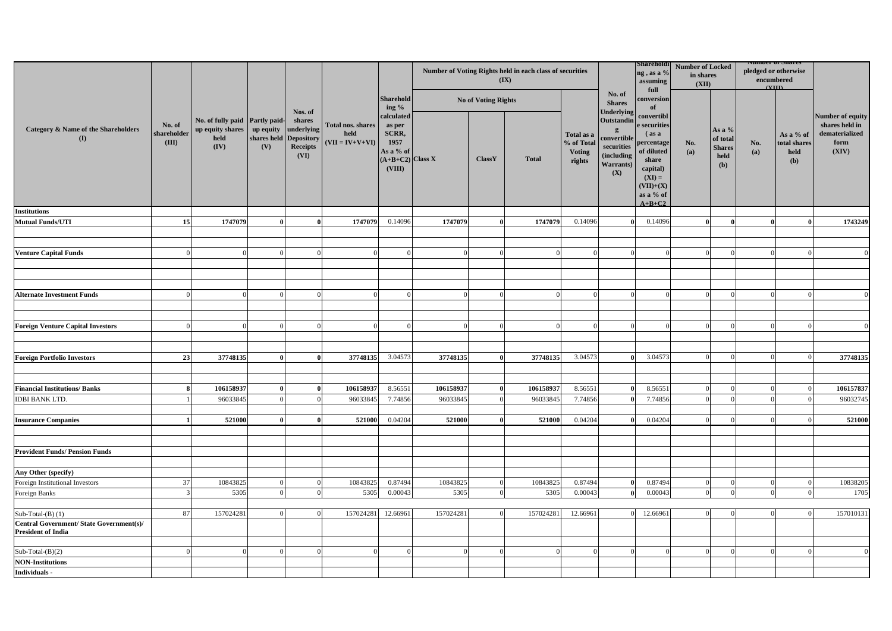| Category & Name of the Shareholders (I) | No. of shareholder (III) | No. of fully paid up equity shares held (IV) | Partly paid-up equity shares held (V) | Nos. of shares underlying Depository Receipts (VI) | Total nos. shares held (VII = IV+V+VI) | Shareholding % calculated as per SCRR, 1957 As a % of (A+B+C2) (VIII) | Number of Voting Rights held in each class of securities (IX) | | | | No. of Shares Underlying Outstanding convertible securities (including Warrants) (X) | Shareholding , as a % assuming full conversion of convertible securities ( as a percentage of diluted share capital) (XI) = (VII)+(X) as a % of A+B+C2 | Number of Locked in shares (XII) | | Number of Shares pledged or otherwise encumbered (XIII) | | Number of equity shares held in dematerialized form (XIV) |
|---|---|---|---|---|---|---|---|---|---|---|---|---|---|---|---|---|---|
| | | | | | | | No of Voting Rights | | | Total as a % of Total Voting rights | | | No. (a) | As a % of total Shares held (b) | No. (a) | As a % of total shares held (b) | |
| | | | | | | | Class X | ClassY | Total | | | | | | | | |
| **Institutions** | | | | | | | | | | | | | | | | | |
| **Mutual Funds/UTI** | 15 | 1747079 | 0 | 0 | 1747079 | 0.14096 | 1747079 | 0 | 1747079 | 0.14096 | 0 | 0.14096 | 0 | 0 | 0 | 0 | 1743249 |
| **Venture Capital Funds** | 0 | 0 | 0 | 0 | 0 | 0 | 0 | 0 | 0 | 0 | 0 | 0 | 0 | 0 | 0 | 0 | 0 |
| **Alternate Investment Funds** | 0 | 0 | 0 | 0 | 0 | 0 | 0 | 0 | 0 | 0 | 0 | 0 | 0 | 0 | 0 | 0 | 0 |
| **Foreign Venture Capital Investors** | 0 | 0 | 0 | 0 | 0 | 0 | 0 | 0 | 0 | 0 | 0 | 0 | 0 | 0 | 0 | 0 | 0 |
| **Foreign Portfolio Investors** | 23 | 37748135 | 0 | 0 | 37748135 | 3.04573 | 37748135 | 0 | 37748135 | 3.04573 | 0 | 3.04573 | 0 | 0 | 0 | 0 | 37748135 |
| **Financial Institutions/ Banks** | 8 | 106158937 | 0 | 0 | 106158937 | 8.56551 | 106158937 | 0 | 106158937 | 8.56551 | 0 | 8.56551 | 0 | 0 | 0 | 0 | 106157837 |
| IDBI BANK LTD. | 1 | 96033845 | 0 | 0 | 96033845 | 7.74856 | 96033845 | 0 | 96033845 | 7.74856 | 0 | 7.74856 | 0 | 0 | 0 | 0 | 96032745 |
| **Insurance Companies** | 1 | 521000 | 0 | 0 | 521000 | 0.04204 | 521000 | 0 | 521000 | 0.04204 | 0 | 0.04204 | 0 | 0 | 0 | 0 | 521000 |
| **Provident Funds/ Pension Funds** | | | | | | | | | | | | | | | | | |
| **Any Other (specify)** | | | | | | | | | | | | | | | | | |
| Foreign Institutional Investors | 37 | 10843825 | 0 | 0 | 10843825 | 0.87494 | 10843825 | 0 | 10843825 | 0.87494 | 0 | 0.87494 | 0 | 0 | 0 | 0 | 10838205 |
| Foreign Banks | 3 | 5305 | 0 | 0 | 5305 | 0.00043 | 5305 | 0 | 5305 | 0.00043 | 0 | 0.00043 | 0 | 0 | 0 | 0 | 1705 |
| Sub-Total-(B) (1) | 87 | 157024281 | 0 | 0 | 157024281 | 12.66961 | 157024281 | 0 | 157024281 | 12.66961 | 0 | 12.66961 | 0 | 0 | 0 | 0 | 157010131 |
| **Central Government/ State Government(s)/ President of India** | | | | | | | | | | | | | | | | | |
| Sub-Total-(B)(2) | 0 | 0 | 0 | 0 | 0 | 0 | 0 | 0 | 0 | 0 | 0 | 0 | 0 | 0 | 0 | 0 | 0 |
| **NON-Institutions** | | | | | | | | | | | | | | | | | |
| **Individuals -** | | | | | | | | | | | | | | | | | |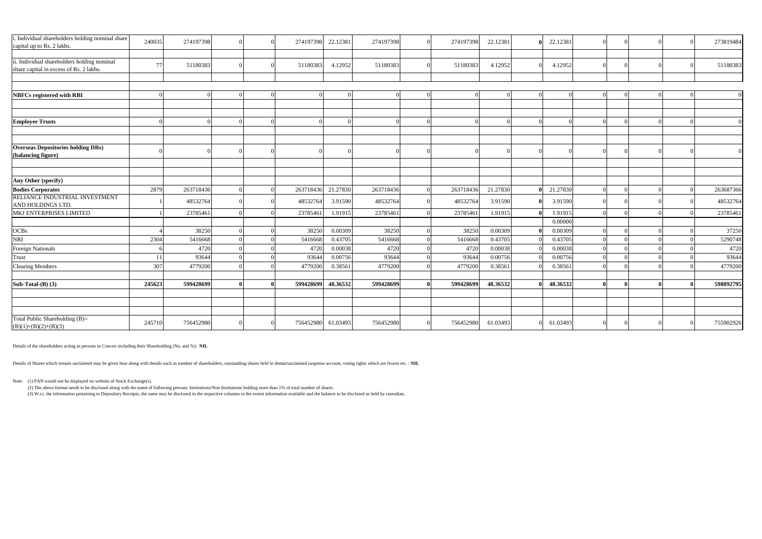| | | | | | | | | | | | | | | | | | |
|---|---|---|---|---|---|---|---|---|---|---|---|---|---|---|---|---|---|
| i. Individual shareholders holding nominal share capital up to Rs. 2 lakhs. | 240035 | 274197398 | 0 | 0 | 274197398 | 22.12381 | 274197398 | 0 | 274197398 | 22.12381 | **0** | 22.12381 | 0 | 0 | 0 | 0 | 273819484 |
| ii. Individual shareholders holding nominal share capital in excess of Rs. 2 lakhs. | 77 | 51180383 | 0 | 0 | 51180383 | 4.12952 | 51180383 | 0 | 51180383 | 4.12952 | 0 | 4.12952 | 0 | 0 | 0 | 0 | 51180383 |
| **NBFCs registered with RBI** | 0 | 0 | 0 | 0 | 0 | 0 | 0 | 0 | 0 | 0 | 0 | 0 | 0 | 0 | 0 | 0 | 0 |
| **Employee Trusts** | 0 | 0 | 0 | 0 | 0 | 0 | 0 | 0 | 0 | 0 | 0 | 0 | 0 | 0 | 0 | 0 | 0 |
| **Overseas Depositories holding DRs) (balancing figure)** | 0 | 0 | 0 | 0 | 0 | 0 | 0 | 0 | 0 | 0 | 0 | 0 | 0 | 0 | 0 | 0 | 0 |
| **Any Other (specify)** | | | | | | | | | | | | | | | | | |
| **Bodies Corporates** | 2879 | 263718436 | 0 | 0 | 263718436 | 21.27830 | 263718436 | 0 | 263718436 | 21.27830 | **0** | 21.27830 | 0 | 0 | 0 | 0 | 263687366 |
| RELIANCE INDUSTRIAL INVESTMENT AND HOLDINGS LTD. | 1 | 48532764 | 0 | 0 | 48532764 | 3.91590 | 48532764 | 0 | 48532764 | 3.91590 | **0** | 3.91590 | 0 | 0 | 0 | 0 | 48532764 |
| MKJ ENTERPRISES LIMITED | 1 | 23785461 | 0 | 0 | 23785461 | 1.91915 | 23785461 | 0 | 23785461 | 1.91915 | **0** | 1.91915 | 0 | 0 | 0 | 0 | 23785461 |
| | | | | | | | | | | | | 0.00000 | | | | | |
| OCBs | 4 | 38250 | 0 | 0 | 38250 | 0.00309 | 38250 | 0 | 38250 | 0.00309 | **0** | 0.00309 | 0 | 0 | 0 | 0 | 37250 |
| NRI | 2304 | 5416668 | 0 | 0 | 5416668 | 0.43705 | 5416668 | 0 | 5416668 | 0.43705 | 0 | 0.43705 | 0 | 0 | 0 | 0 | 5290748 |
| Foreign Nationals | 6 | 4720 | 0 | 0 | 4720 | 0.00038 | 4720 | 0 | 4720 | 0.00038 | 0 | 0.00038 | 0 | 0 | 0 | 0 | 4720 |
| Trust | 11 | 93644 | 0 | 0 | 93644 | 0.00756 | 93644 | 0 | 93644 | 0.00756 | 0 | 0.00756 | 0 | 0 | 0 | 0 | 93644 |
| Clearing Members | 307 | 4779200 | 0 | 0 | 4779200 | 0.38561 | 4779200 | 0 | 4779200 | 0.38561 | 0 | 0.38561 | 0 | 0 | 0 | 0 | 4779200 |
| **Sub-Total-(B) (3)** | **245623** | **599428699** | **0** | **0** | **599428699** | **48.36532** | **599428699** | **0** | **599428699** | **48.36532** | **0** | **48.36532** | **0** | **0** | **0** | **0** | **598892795** |
| Total Public Shareholding (B)= (B)(1)+(B)(2)+(B)(3) | 245710 | 756452980 | 0 | 0 | 756452980 | 61.03493 | 756452980 | 0 | 756452980 | 61.03493 | 0 | 61.03493 | 0 | 0 | 0 | 0 | 755902926 |

Details of the shareholders acting as persons in Concert including their Shareholding (No. and %): **NIL**

Details of Shares which remain unclaimed may be given hear along with details such as number of shareholders, outstanding shares held in demat/unclaimed suspense account, voting rights which are frozen etc. : **NIL**

Note: (1) PAN would not be displayed on website of Stock Exchange(s).

(2) The above format needs to be disclosed along with the name of following persons: Institutions/Non Institutions holding more than 1% of total number of shares.

(3) W.r.t. the information pertaining to Depository Receipts, the same may be disclosed in the respective columns to the extent information available and the balance to be disclosed as held by custodian,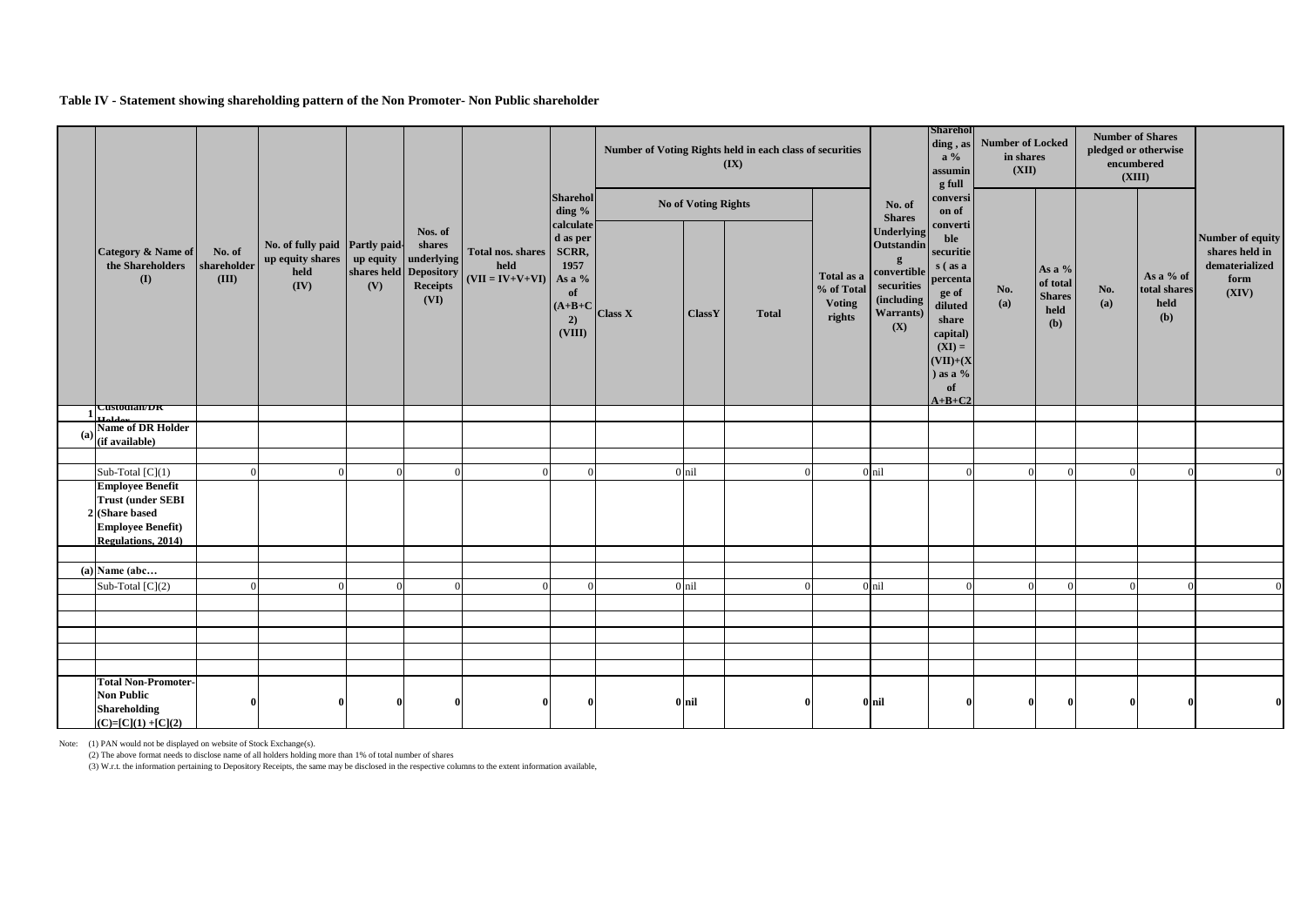**Table IV - Statement showing shareholding pattern of the Non Promoter- Non Public shareholder**

| | Category & Name of the Shareholders (I) | No. of shareholder (III) | No. of fully paid up equity shares held (IV) | Partly paid-up equity shares held (V) | Nos. of shares underlying Depository Receipts (VI) | Total nos. shares held (VII = IV+V+VI) | Shareholding % calculated as per SCRR, 1957 As a % of (A+B+C2) (VIII) | Number of Voting Rights held in each class of securities (IX) | | | | No. of Shares Underlying Outstanding convertible securities (including Warrants) (X) | Shareholding , as a % assuming full conversion of convertible securities ( as a percentage of diluted share capital) (XI) = (VII)+(X) as a % of A+B+C2 | Number of Locked in shares (XII) | | Number of Shares pledged or otherwise encumbered (XIII) | | Number of equity shares held in dematerialized form (XIV) |
|---|---|---|---|---|---|---|---|---|---|---|---|---|---|---|---|---|---|---|
| | | | | | | | | No of Voting Rights | | | Total as a % of Total Voting rights | | | No. (a) | As a % of total Shares held (b) | No. (a) | As a % of total shares held (b) | |
| | | | | | | | | Class X | ClassY | Total | | | | | | | | |
| 1 | **Custodian/DR Holder** | | | | | | | | | | | | | | | | | |
| (a) | **Name of DR Holder (if available)** | | | | | | | | | | | | | | | | | |
| | | | | | | | | | | | | | | | | | | |
| | Sub-Total [C](1) | 0 | 0 | 0 | 0 | 0 | 0 | 0 | nil | 0 | 0 | nil | 0 | 0 | 0 | 0 | 0 | 0 |
| 2 | **Employee Benefit Trust (under SEBI (Share based Employee Benefit) Regulations, 2014)** | | | | | | | | | | | | | | | | | |
| | | | | | | | | | | | | | | | | | | |
| (a) | **Name (abc…** | | | | | | | | | | | | | | | | | |
| | Sub-Total [C](2) | 0 | 0 | 0 | 0 | 0 | 0 | 0 | nil | 0 | 0 | nil | 0 | 0 | 0 | 0 | 0 | 0 |
| | | | | | | | | | | | | | | | | | | |
| | | | | | | | | | | | | | | | | | | |
| | | | | | | | | | | | | | | | | | | |
| | | | | | | | | | | | | | | | | | | |
| | | | | | | | | | | | | | | | | | | |
| | **Total Non-Promoter-Non Public Shareholding (C)=[C](1) +[C](2)** | **0** | **0** | **0** | **0** | **0** | **0** | **0** | **nil** | **0** | **0** | **nil** | **0** | **0** | **0** | **0** | **0** | **0** |

Note: (1) PAN would not be displayed on website of Stock Exchange(s).

(2) The above format needs to disclose name of all holders holding more than 1% of total number of shares

(3) W.r.t. the information pertaining to Depository Receipts, the same may be disclosed in the respective columns to the extent information available,